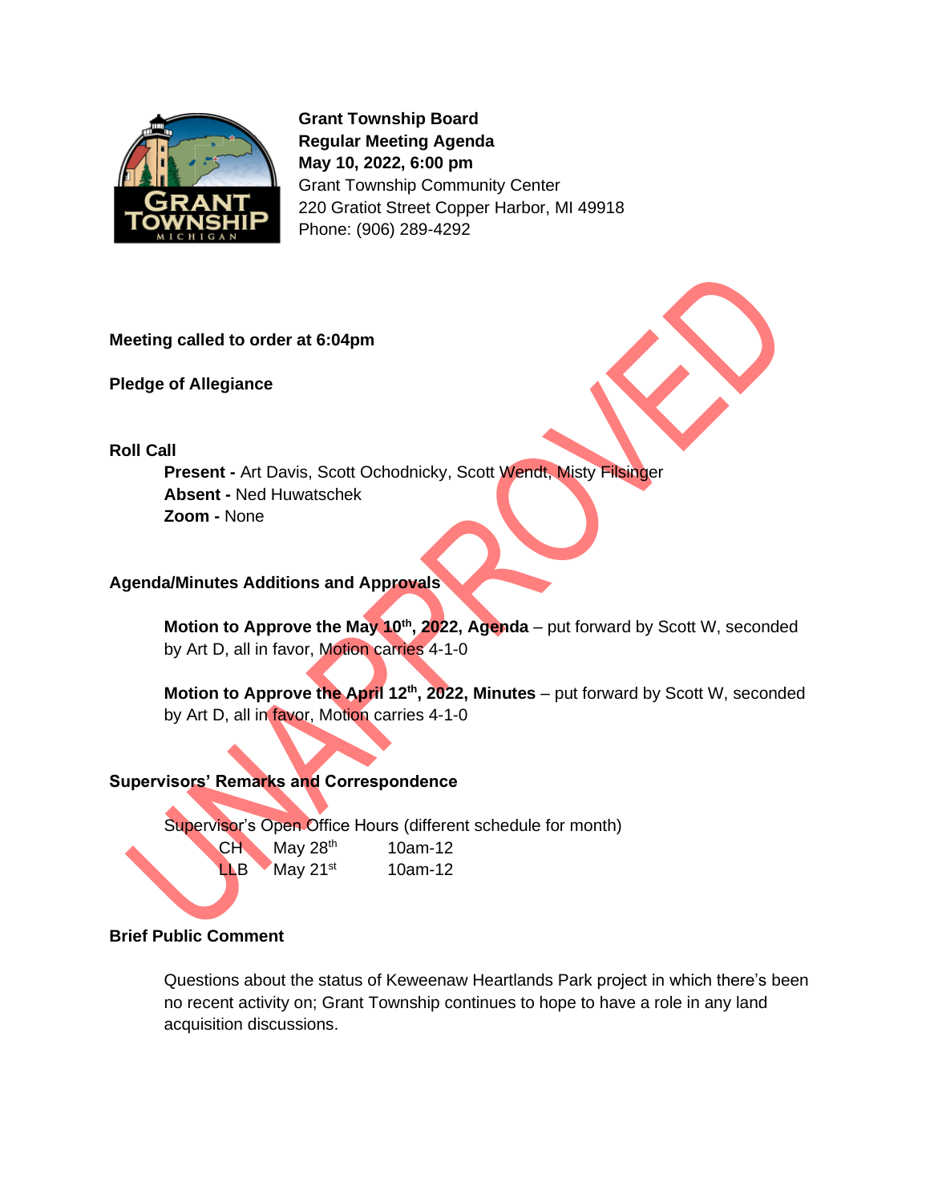**Grant Township Board**
**Regular Meeting Agenda**
**May 10, 2022, 6:00 pm**
Grant Township Community Center
220 Gratiot Street Copper Harbor, MI 49918
Phone: (906) 289-4292

UNAPPROVED

**Meeting called to order at 6:04pm**

**Pledge of Allegiance**

**Roll Call**

**Present -** Art Davis, Scott Ochodnicky, Scott Wendt, Misty Filsinger
**Absent -** Ned Huwatschek
**Zoom -** None

**Agenda/Minutes Additions and Approvals**

**Motion to Approve the May 10th, 2022, Agenda** – put forward by Scott W, seconded by Art D, all in favor, Motion carries 4-1-0

**Motion to Approve the April 12th, 2022, Minutes** – put forward by Scott W, seconded by Art D, all in favor, Motion carries 4-1-0

**Supervisors' Remarks and Correspondence**

Supervisor's Open Office Hours (different schedule for month)

| | | |
|---|---|---|
| CH | May 28th | 10am-12 |
| LLB | May 21st | 10am-12 |

**Brief Public Comment**

Questions about the status of Keweenaw Heartlands Park project in which there's been no recent activity on; Grant Township continues to hope to have a role in any land acquisition discussions.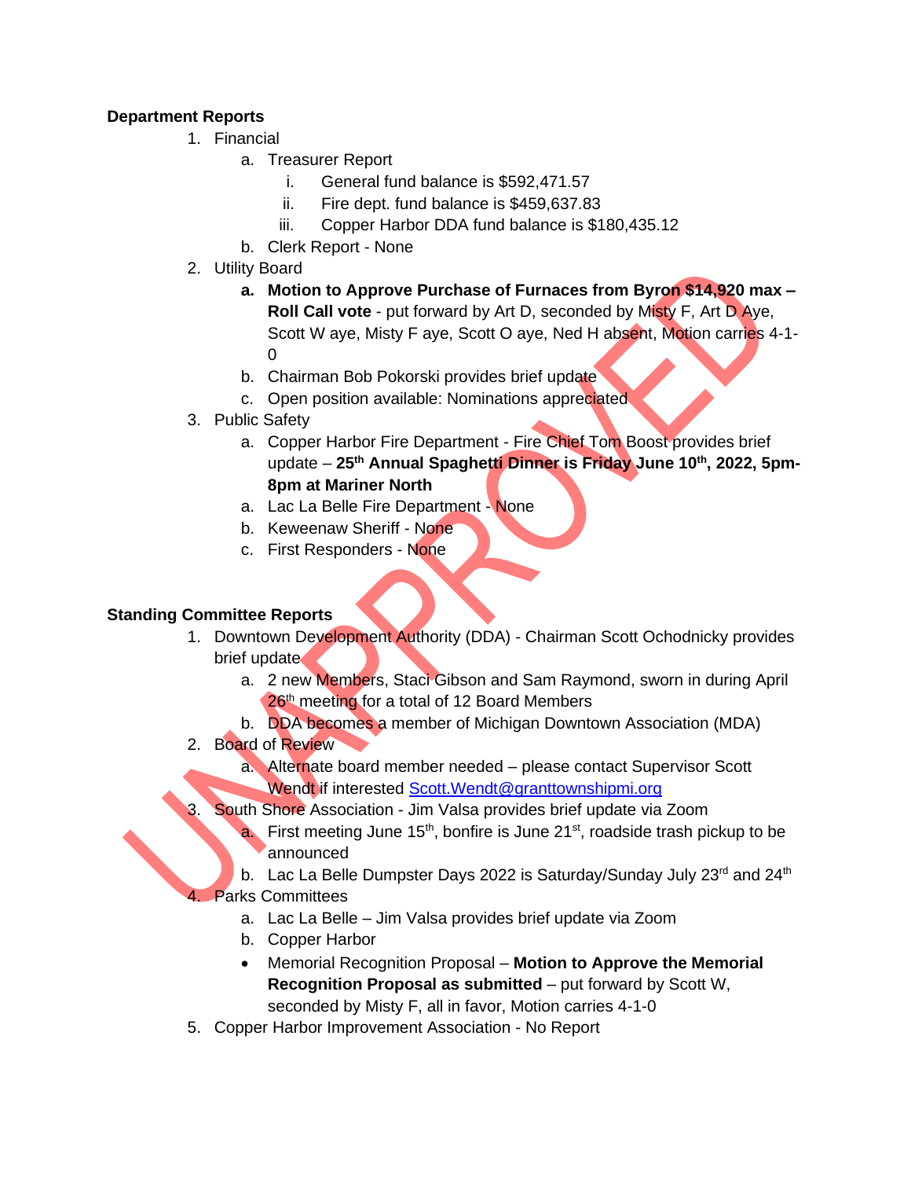**Department Reports**

1. Financial
    a. Treasurer Report
        i. General fund balance is $592,471.57
        ii. Fire dept. fund balance is $459,637.83
        iii. Copper Harbor DDA fund balance is $180,435.12
    b. Clerk Report - None
2. Utility Board
    a. **Motion to Approve Purchase of Furnaces from Byron $14,920 max – Roll Call vote** - put forward by Art D, seconded by Misty F, Art D Aye, Scott W aye, Misty F aye, Scott O aye, Ned H absent, Motion carries 4-1-0
    b. Chairman Bob Pokorski provides brief update
    c. Open position available: Nominations appreciated
3. Public Safety
    a. Copper Harbor Fire Department - Fire Chief Tom Boost provides brief update – **25th Annual Spaghetti Dinner is Friday June 10th, 2022, 5pm-8pm at Mariner North**
    a. Lac La Belle Fire Department - None
    b. Keweenaw Sheriff - None
    c. First Responders - None

**Standing Committee Reports**

1. Downtown Development Authority (DDA) - Chairman Scott Ochodnicky provides brief update
    a. 2 new Members, Staci Gibson and Sam Raymond, sworn in during April 26th meeting for a total of 12 Board Members
    b. DDA becomes a member of Michigan Downtown Association (MDA)
2. Board of Review
    a. Alternate board member needed – please contact Supervisor Scott Wendt if interested Scott.Wendt@granttownshipmi.org
3. South Shore Association - Jim Valsa provides brief update via Zoom
    a. First meeting June 15th, bonfire is June 21st, roadside trash pickup to be announced
    b. Lac La Belle Dumpster Days 2022 is Saturday/Sunday July 23rd and 24th
4. Parks Committees
    a. Lac La Belle – Jim Valsa provides brief update via Zoom
    b. Copper Harbor
    - Memorial Recognition Proposal – **Motion to Approve the Memorial Recognition Proposal as submitted** – put forward by Scott W, seconded by Misty F, all in favor, Motion carries 4-1-0
5. Copper Harbor Improvement Association - No Report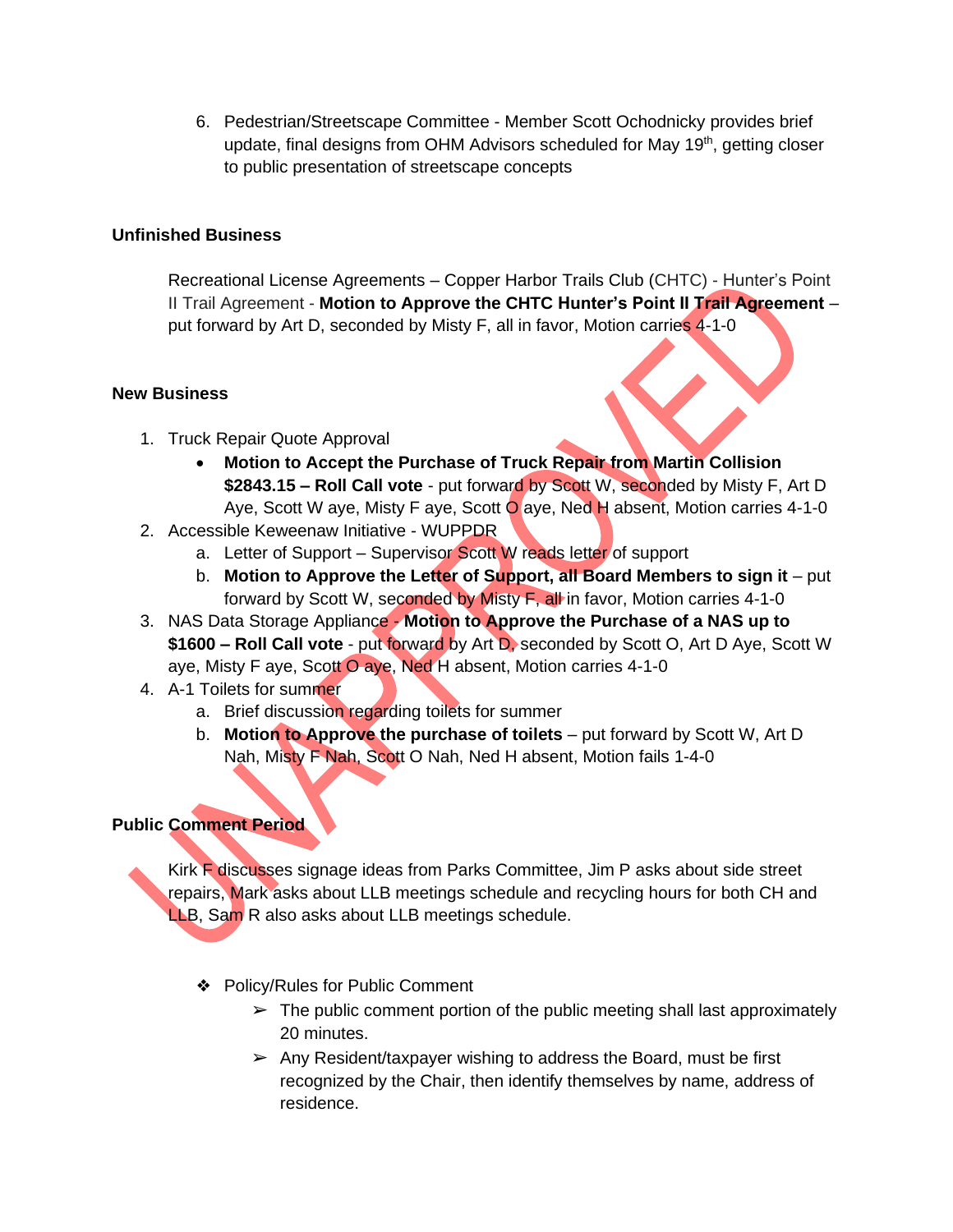6. Pedestrian/Streetscape Committee - Member Scott Ochodnicky provides brief update, final designs from OHM Advisors scheduled for May 19th, getting closer to public presentation of streetscape concepts

**Unfinished Business**

Recreational License Agreements – Copper Harbor Trails Club (CHTC) - Hunter's Point II Trail Agreement - **Motion to Approve the CHTC Hunter's Point II Trail Agreement** – put forward by Art D, seconded by Misty F, all in favor, Motion carries 4-1-0

**New Business**

1. Truck Repair Quote Approval
   - **Motion to Accept the Purchase of Truck Repair from Martin Collision $2843.15 – Roll Call vote** - put forward by Scott W, seconded by Misty F, Art D Aye, Scott W aye, Misty F aye, Scott O aye, Ned H absent, Motion carries 4-1-0
2. Accessible Keweenaw Initiative - WUPPDR
   a. Letter of Support – Supervisor Scott W reads letter of support
   b. **Motion to Approve the Letter of Support, all Board Members to sign it** – put forward by Scott W, seconded by Misty F, all in favor, Motion carries 4-1-0
3. NAS Data Storage Appliance - **Motion to Approve the Purchase of a NAS up to $1600 – Roll Call vote** - put forward by Art D, seconded by Scott O, Art D Aye, Scott W aye, Misty F aye, Scott O aye, Ned H absent, Motion carries 4-1-0
4. A-1 Toilets for summer
   a. Brief discussion regarding toilets for summer
   b. **Motion to Approve the purchase of toilets** – put forward by Scott W, Art D Nah, Misty F Nah, Scott O Nah, Ned H absent, Motion fails 1-4-0

**Public Comment Period**

Kirk F discusses signage ideas from Parks Committee, Jim P asks about side street repairs, Mark asks about LLB meetings schedule and recycling hours for both CH and LLB, Sam R also asks about LLB meetings schedule.

- Policy/Rules for Public Comment
  - The public comment portion of the public meeting shall last approximately 20 minutes.
  - Any Resident/taxpayer wishing to address the Board, must be first recognized by the Chair, then identify themselves by name, address of residence.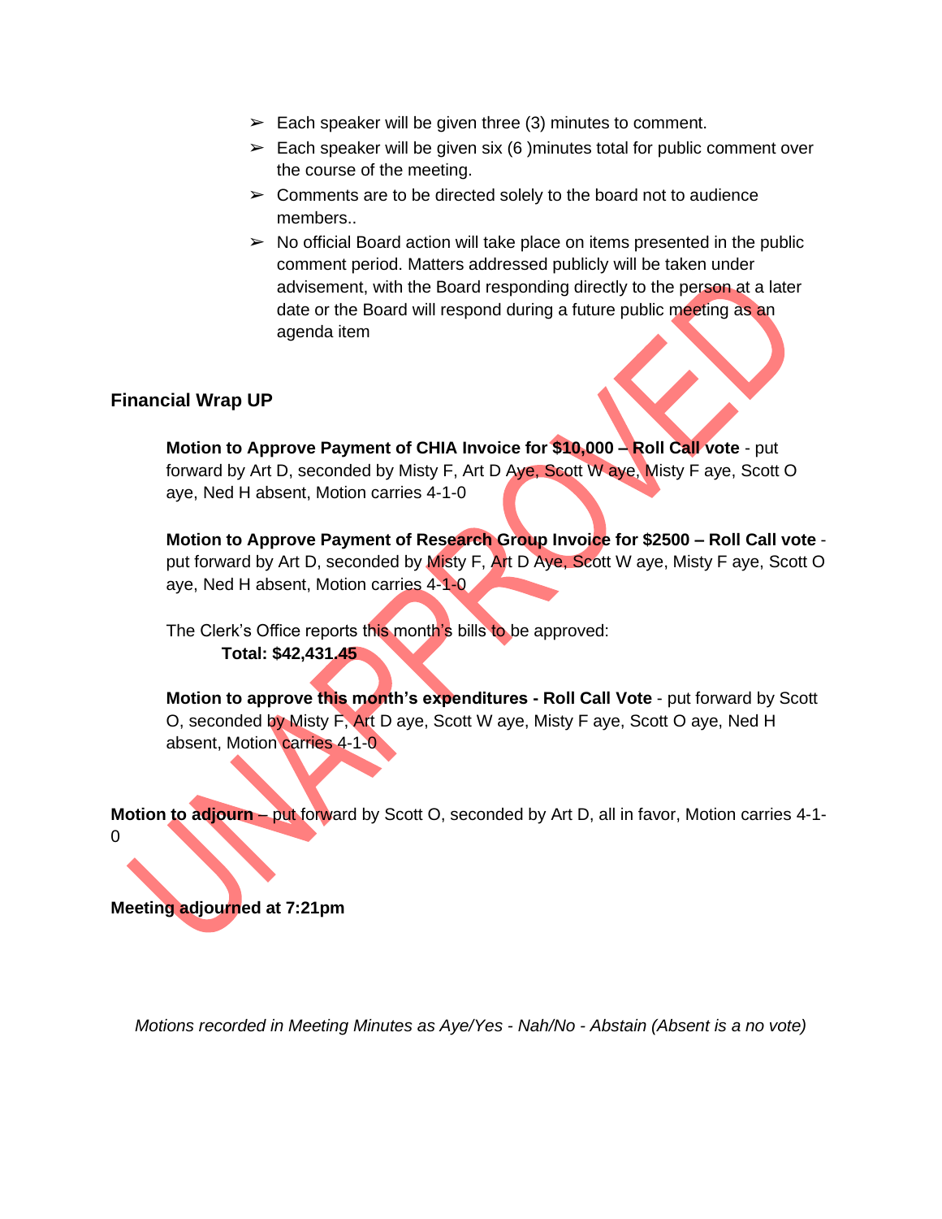- ➢ Each speaker will be given three (3) minutes to comment.
- ➢ Each speaker will be given six (6 )minutes total for public comment over the course of the meeting.
- ➢ Comments are to be directed solely to the board not to audience members..
- ➢ No official Board action will take place on items presented in the public comment period. Matters addressed publicly will be taken under advisement, with the Board responding directly to the person at a later date or the Board will respond during a future public meeting as an agenda item

## Financial Wrap UP

**Motion to Approve Payment of CHIA Invoice for $10,000 – Roll Call vote** - put forward by Art D, seconded by Misty F, Art D Aye, Scott W aye, Misty F aye, Scott O aye, Ned H absent, Motion carries 4-1-0

**Motion to Approve Payment of Research Group Invoice for $2500 – Roll Call vote** - put forward by Art D, seconded by Misty F, Art D Aye, Scott W aye, Misty F aye, Scott O aye, Ned H absent, Motion carries 4-1-0

The Clerk's Office reports this month's bills to be approved:
**Total: $42,431.45**

**Motion to approve this month's expenditures - Roll Call Vote** - put forward by Scott O, seconded by Misty F, Art D aye, Scott W aye, Misty F aye, Scott O aye, Ned H absent, Motion carries 4-1-0

**Motion to adjourn** – put forward by Scott O, seconded by Art D, all in favor, Motion carries 4-1-0

**Meeting adjourned at 7:21pm**

*Motions recorded in Meeting Minutes as Aye/Yes - Nah/No - Abstain (Absent is a no vote)*

UNAPPROVED